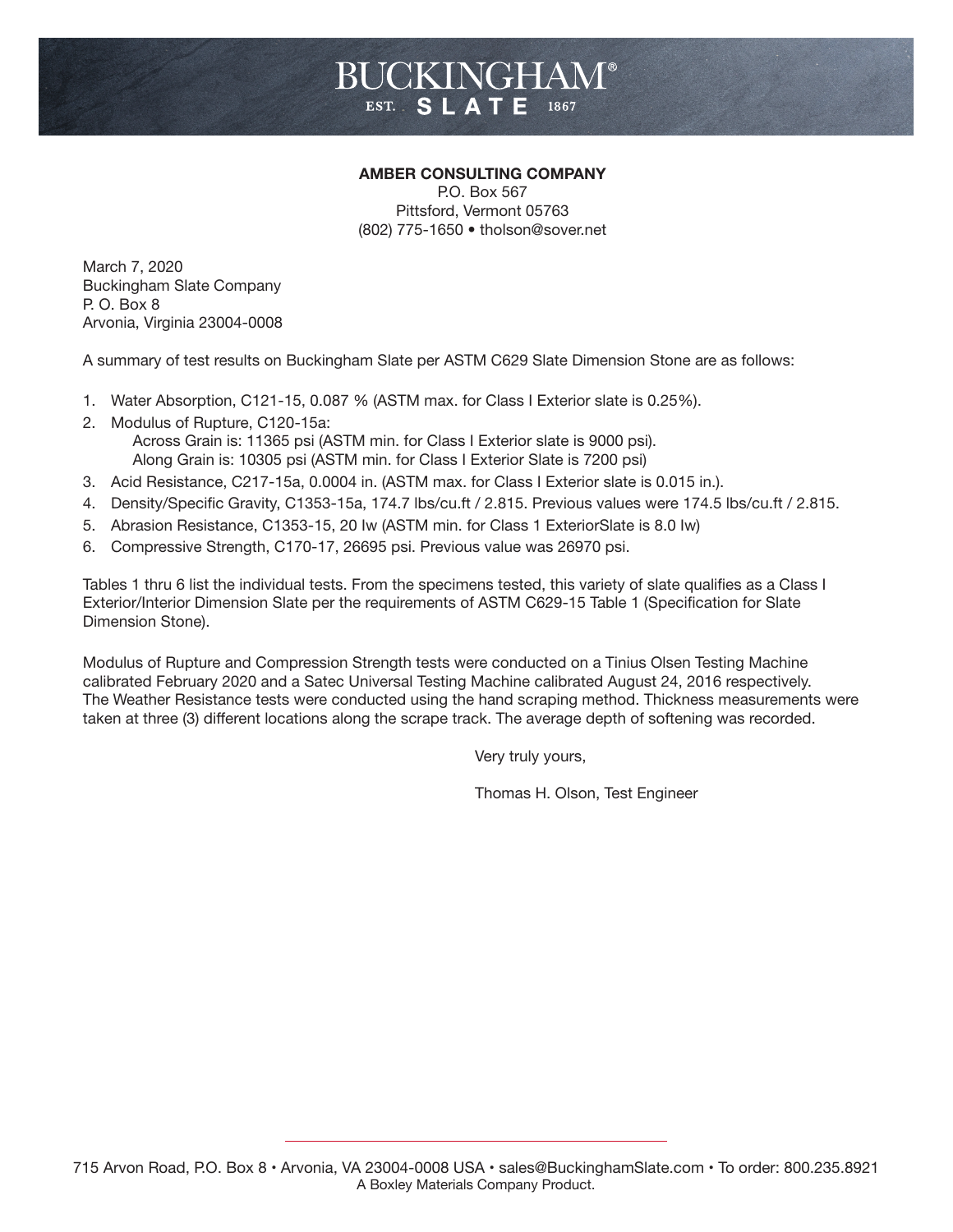**AMBER CONSULTING COMPANY**

P.O. Box 567
Pittsford, Vermont 05763
(802) 775-1650 • tholson@sover.net

March 7, 2020
Buckingham Slate Company
P. O. Box 8
Arvonia, Virginia 23004-0008

A summary of test results on Buckingham Slate per ASTM C629 Slate Dimension Stone are as follows:

1. Water Absorption, C121-15, 0.087 % (ASTM max. for Class I Exterior slate is 0.25%).
2. Modulus of Rupture, C120-15a:
   Across Grain is: 11365 psi (ASTM min. for Class I Exterior slate is 9000 psi).
   Along Grain is: 10305 psi (ASTM min. for Class I Exterior Slate is 7200 psi)
3. Acid Resistance, C217-15a, 0.0004 in. (ASTM max. for Class I Exterior slate is 0.015 in.).
4. Density/Specific Gravity, C1353-15a, 174.7 lbs/cu.ft / 2.815. Previous values were 174.5 lbs/cu.ft / 2.815.
5. Abrasion Resistance, C1353-15, 20 Iw (ASTM min. for Class 1 ExteriorSlate is 8.0 Iw)
6. Compressive Strength, C170-17, 26695 psi. Previous value was 26970 psi.

Tables 1 thru 6 list the individual tests. From the specimens tested, this variety of slate qualifies as a Class I Exterior/Interior Dimension Slate per the requirements of ASTM C629-15 Table 1 (Specification for Slate Dimension Stone).

Modulus of Rupture and Compression Strength tests were conducted on a Tinius Olsen Testing Machine calibrated February 2020 and a Satec Universal Testing Machine calibrated August 24, 2016 respectively. The Weather Resistance tests were conducted using the hand scraping method. Thickness measurements were taken at three (3) different locations along the scrape track. The average depth of softening was recorded.

Very truly yours,

Thomas H. Olson, Test Engineer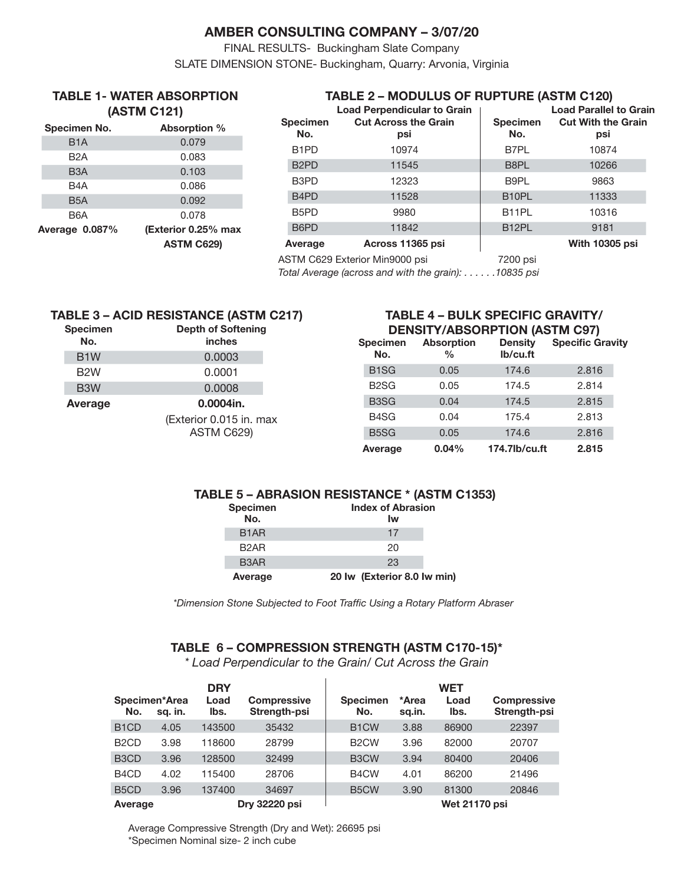# AMBER CONSULTING COMPANY – 3/07/20

FINAL RESULTS- Buckingham Slate Company

SLATE DIMENSION STONE- Buckingham, Quarry: Arvonia, Virginia

## TABLE 1- WATER ABSORPTION (ASTM C121)

| Specimen No. | Absorption % |
|---|---|
| B1A | 0.079 |
| B2A | 0.083 |
| B3A | 0.103 |
| B4A | 0.086 |
| B5A | 0.092 |
| B6A | 0.078 |
| **Average 0.087%** | **(Exterior 0.25% max ASTM C629)** |

## TABLE 2 – MODULUS OF RUPTURE (ASTM C120)

| Specimen No. | Load Perpendicular to Grain Cut Across the Grain psi | Specimen No. | Load Parallel to Grain Cut With the Grain psi |
|---|---|---|---|
| B1PD | 10974 | B7PL | 10874 |
| B2PD | 11545 | B8PL | 10266 |
| B3PD | 12323 | B9PL | 9863 |
| B4PD | 11528 | B10PL | 11333 |
| B5PD | 9980 | B11PL | 10316 |
| B6PD | 11842 | B12PL | 9181 |
| **Average** | **Across 11365 psi** | | **With 10305 psi** |

ASTM C629 Exterior Min9000 psi 7200 psi

*Total Average (across and with the grain): . . . . . .10835 psi*

## TABLE 3 – ACID RESISTANCE (ASTM C217)

| Specimen No. | Depth of Softening inches |
|---|---|
| B1W | 0.0003 |
| B2W | 0.0001 |
| B3W | 0.0008 |
| **Average** | **0.0004in.** |
| | (Exterior 0.015 in. max ASTM C629) |

## TABLE 4 – BULK SPECIFIC GRAVITY/ DENSITY/ABSORPTION (ASTM C97)

| Specimen No. | Absorption % | Density lb/cu.ft | Specific Gravity |
|---|---|---|---|
| B1SG | 0.05 | 174.6 | 2.816 |
| B2SG | 0.05 | 174.5 | 2.814 |
| B3SG | 0.04 | 174.5 | 2.815 |
| B4SG | 0.04 | 175.4 | 2.813 |
| B5SG | 0.05 | 174.6 | 2.816 |
| **Average** | **0.04%** | **174.7lb/cu.ft** | **2.815** |

## TABLE 5 – ABRASION RESISTANCE * (ASTM C1353)

| Specimen No. | Index of Abrasion Iw |
|---|---|
| B1AR | 17 |
| B2AR | 20 |
| B3AR | 23 |
| **Average** | **20 Iw (Exterior 8.0 Iw min)** |

*\*Dimension Stone Subjected to Foot Traffic Using a Rotary Platform Abraser*

## TABLE 6 – COMPRESSION STRENGTH (ASTM C170-15)*

*\* Load Perpendicular to the Grain/ Cut Across the Grain*

| DRY | | | | WET | | | |
|---|---|---|---|---|---|---|---|
| Specimen No. | *Area sq. in. | Load lbs. | Compressive Strength-psi | Specimen No. | *Area sq.in. | Load lbs. | Compressive Strength-psi |
| B1CD | 4.05 | 143500 | 35432 | B1CW | 3.88 | 86900 | 22397 |
| B2CD | 3.98 | 118600 | 28799 | B2CW | 3.96 | 82000 | 20707 |
| B3CD | 3.96 | 128500 | 32499 | B3CW | 3.94 | 80400 | 20406 |
| B4CD | 4.02 | 115400 | 28706 | B4CW | 4.01 | 86200 | 21496 |
| B5CD | 3.96 | 137400 | 34697 | B5CW | 3.90 | 81300 | 20846 |
| **Average** | | | **Dry 32220 psi** | | | | **Wet 21170 psi** |

Average Compressive Strength (Dry and Wet): 26695 psi

*Specimen Nominal size- 2 inch cube